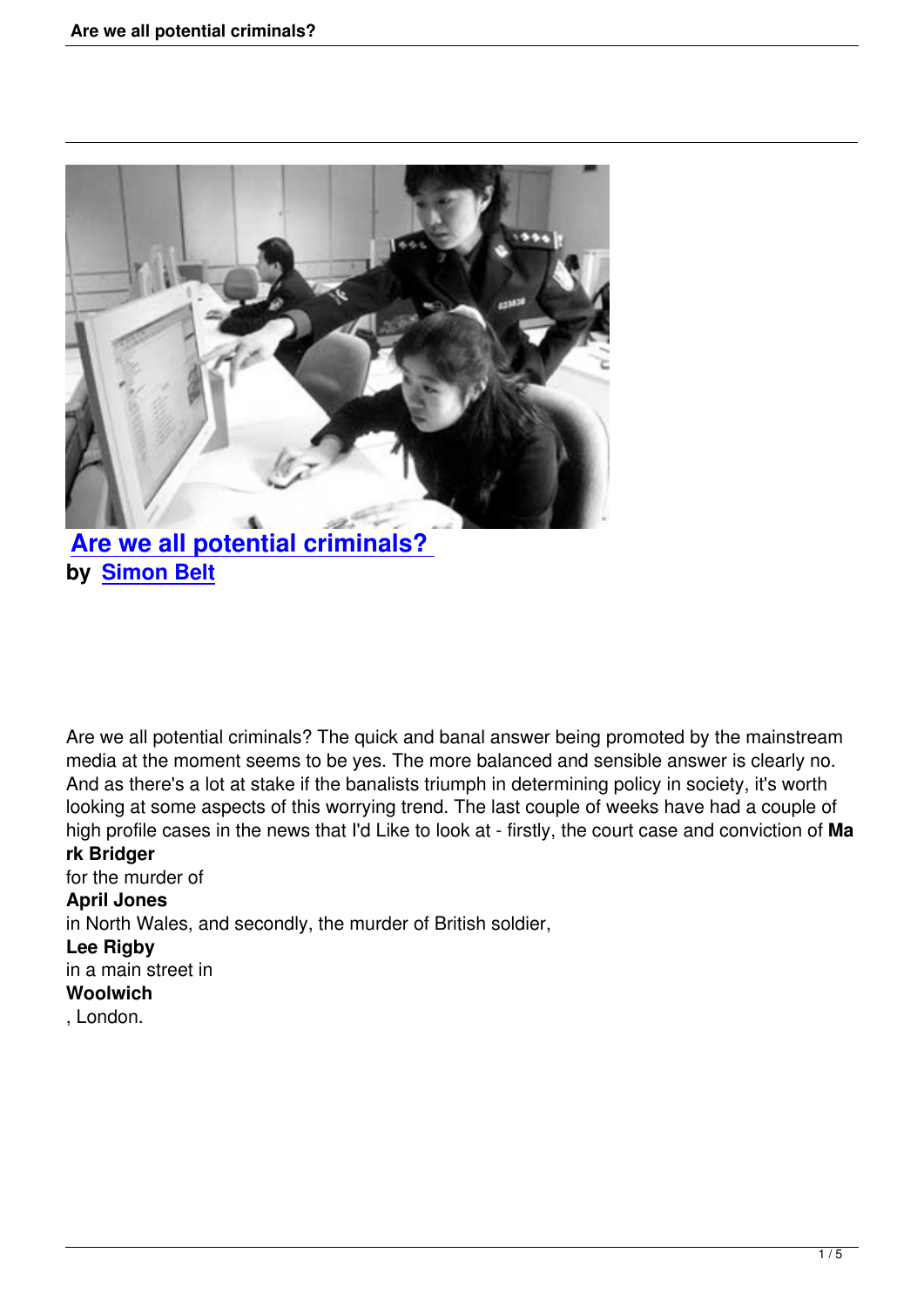# Are we all potential criminals?

**by Simon Belt**

Are we all potential criminals? The quick and banal answer being promoted by the mainstream media at the moment seems to be yes. The more balanced and sensible answer is clearly no. And as there's a lot at stake if the banalists triumph in determining policy in society, it's worth looking at some aspects of this worrying trend. The last couple of weeks have had a couple of high profile cases in the news that I'd Like to look at - firstly, the court case and conviction of **Mark Bridger** for the murder of **April Jones** in North Wales, and secondly, the murder of British soldier, **Lee Rigby** in a main street in **Woolwich**, London.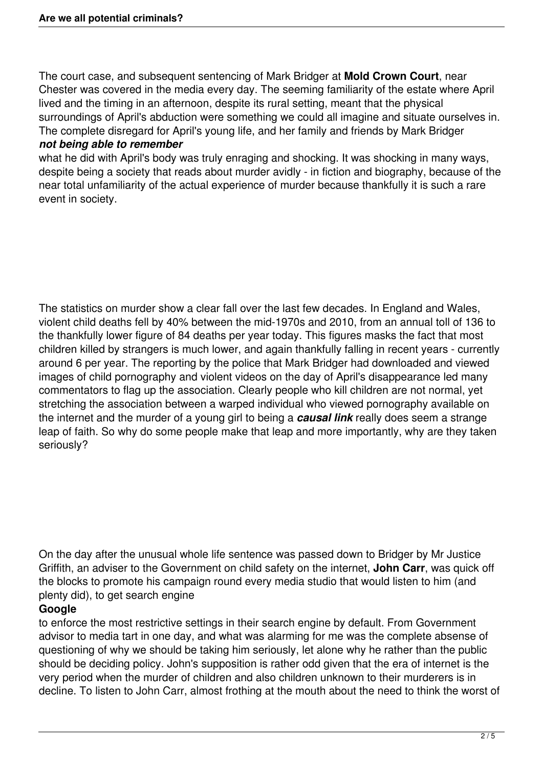The court case, and subsequent sentencing of Mark Bridger at **Mold Crown Court**, near Chester was covered in the media every day. The seeming familiarity of the estate where April lived and the timing in an afternoon, despite its rural setting, meant that the physical surroundings of April's abduction were something we could all imagine and situate ourselves in. The complete disregard for April's young life, and her family and friends by Mark Bridger ***not being able to remember*** what he did with April's body was truly enraging and shocking. It was shocking in many ways, despite being a society that reads about murder avidly - in fiction and biography, because of the near total unfamiliarity of the actual experience of murder because thankfully it is such a rare event in society.

The statistics on murder show a clear fall over the last few decades. In England and Wales, violent child deaths fell by 40% between the mid-1970s and 2010, from an annual toll of 136 to the thankfully lower figure of 84 deaths per year today. This figures masks the fact that most children killed by strangers is much lower, and again thankfully falling in recent years - currently around 6 per year. The reporting by the police that Mark Bridger had downloaded and viewed images of child pornography and violent videos on the day of April's disappearance led many commentators to flag up the association. Clearly people who kill children are not normal, yet stretching the association between a warped individual who viewed pornography available on the internet and the murder of a young girl to being a ***causal link*** really does seem a strange leap of faith. So why do some people make that leap and more importantly, why are they taken seriously?

On the day after the unusual whole life sentence was passed down to Bridger by Mr Justice Griffith, an adviser to the Government on child safety on the internet, **John Carr**, was quick off the blocks to promote his campaign round every media studio that would listen to him (and plenty did), to get search engine **Google** to enforce the most restrictive settings in their search engine by default. From Government advisor to media tart in one day, and what was alarming for me was the complete absense of questioning of why we should be taking him seriously, let alone why he rather than the public should be deciding policy. John's supposition is rather odd given that the era of internet is the very period when the murder of children and also children unknown to their murderers is in decline. To listen to John Carr, almost frothing at the mouth about the need to think the worst of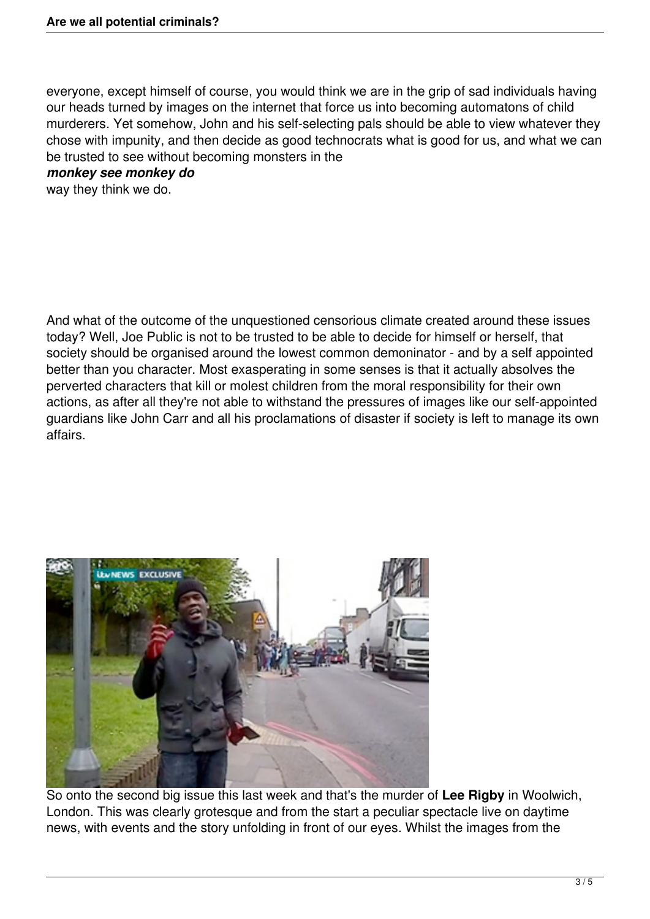everyone, except himself of course, you would think we are in the grip of sad individuals having our heads turned by images on the internet that force us into becoming automatons of child murderers. Yet somehow, John and his self-selecting pals should be able to view whatever they chose with impunity, and then decide as good technocrats what is good for us, and what we can be trusted to see without becoming monsters in the ***monkey see monkey do*** way they think we do.

And what of the outcome of the unquestioned censorious climate created around these issues today? Well, Joe Public is not to be trusted to be able to decide for himself or herself, that society should be organised around the lowest common demoninator - and by a self appointed better than you character. Most exasperating in some senses is that it actually absolves the perverted characters that kill or molest children from the moral responsibility for their own actions, as after all they're not able to withstand the pressures of images like our self-appointed guardians like John Carr and all his proclamations of disaster if society is left to manage its own affairs.

So onto the second big issue this last week and that's the murder of **Lee Rigby** in Woolwich, London. This was clearly grotesque and from the start a peculiar spectacle live on daytime news, with events and the story unfolding in front of our eyes. Whilst the images from the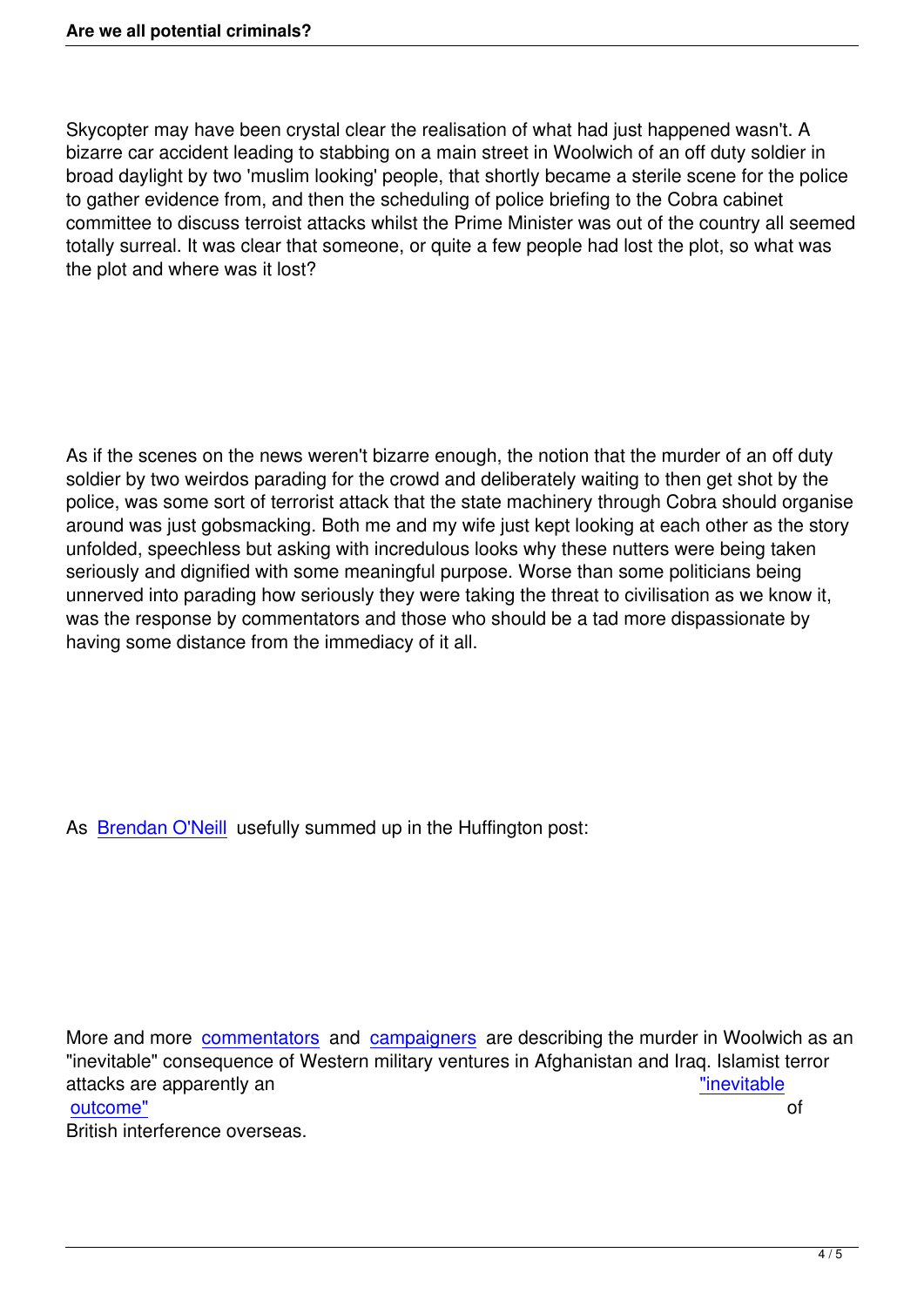Skycopter may have been crystal clear the realisation of what had just happened wasn't. A bizarre car accident leading to stabbing on a main street in Woolwich of an off duty soldier in broad daylight by two 'muslim looking' people, that shortly became a sterile scene for the police to gather evidence from, and then the scheduling of police briefing to the Cobra cabinet committee to discuss terroist attacks whilst the Prime Minister was out of the country all seemed totally surreal. It was clear that someone, or quite a few people had lost the plot, so what was the plot and where was it lost?

As if the scenes on the news weren't bizarre enough, the notion that the murder of an off duty soldier by two weirdos parading for the crowd and deliberately waiting to then get shot by the police, was some sort of terrorist attack that the state machinery through Cobra should organise around was just gobsmacking. Both me and my wife just kept looking at each other as the story unfolded, speechless but asking with incredulous looks why these nutters were being taken seriously and dignified with some meaningful purpose. Worse than some politicians being unnerved into parading how seriously they were taking the threat to civilisation as we know it, was the response by commentators and those who should be a tad more dispassionate by having some distance from the immediacy of it all.

As Brendan O'Neill usefully summed up in the Huffington post:

More and more commentators and campaigners are describing the murder in Woolwich as an "inevitable" consequence of Western military ventures in Afghanistan and Iraq. Islamist terror attacks are apparently an "inevitable outcome" of British interference overseas.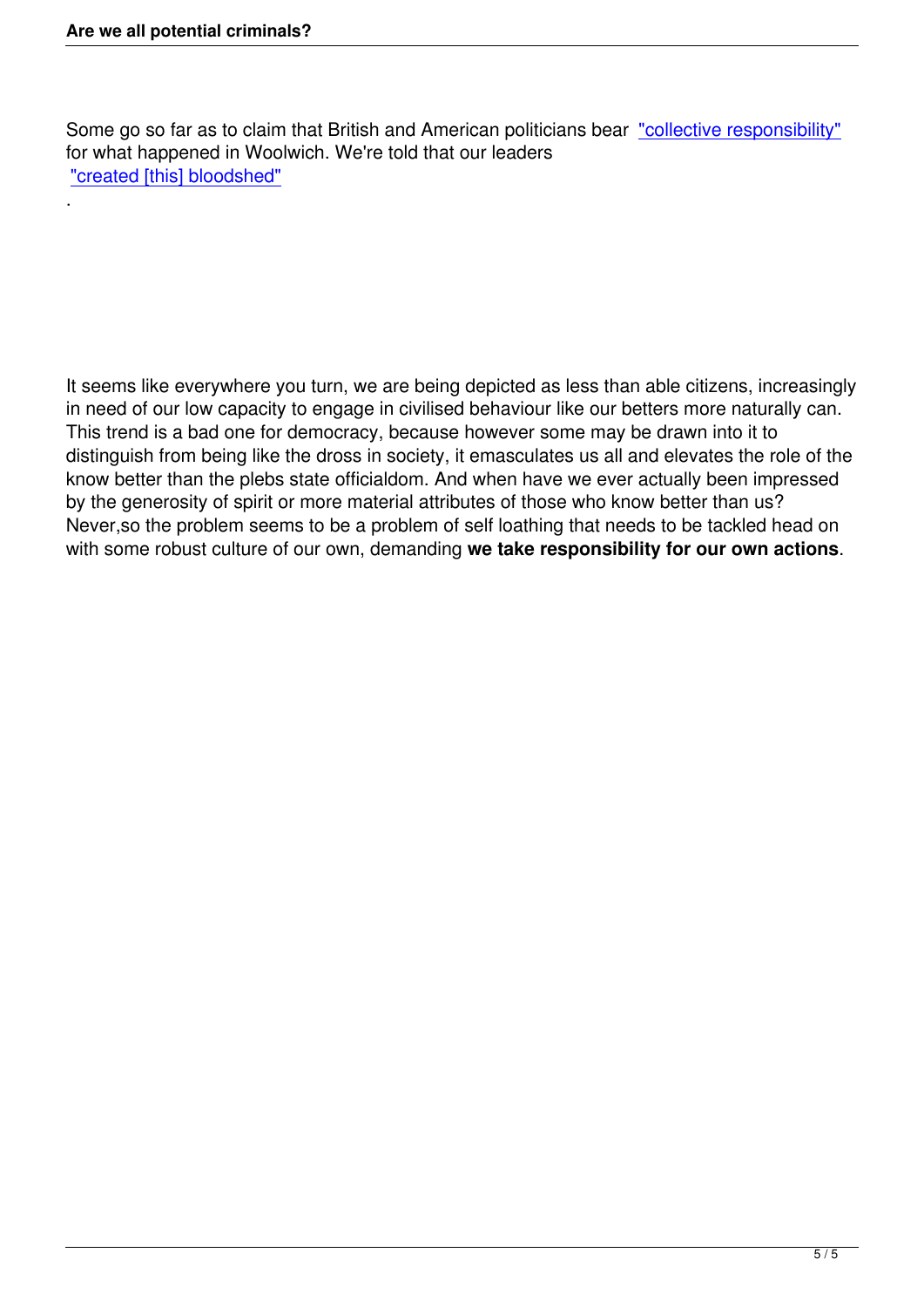Some go so far as to claim that British and American politicians bear "collective responsibility" for what happened in Woolwich. We're told that our leaders "created [this] bloodshed"
.

It seems like everywhere you turn, we are being depicted as less than able citizens, increasingly in need of our low capacity to engage in civilised behaviour like our betters more naturally can. This trend is a bad one for democracy, because however some may be drawn into it to distinguish from being like the dross in society, it emasculates us all and elevates the role of the know better than the plebs state officialdom. And when have we ever actually been impressed by the generosity of spirit or more material attributes of those who know better than us? Never,so the problem seems to be a problem of self loathing that needs to be tackled head on with some robust culture of our own, demanding **we take responsibility for our own actions**.